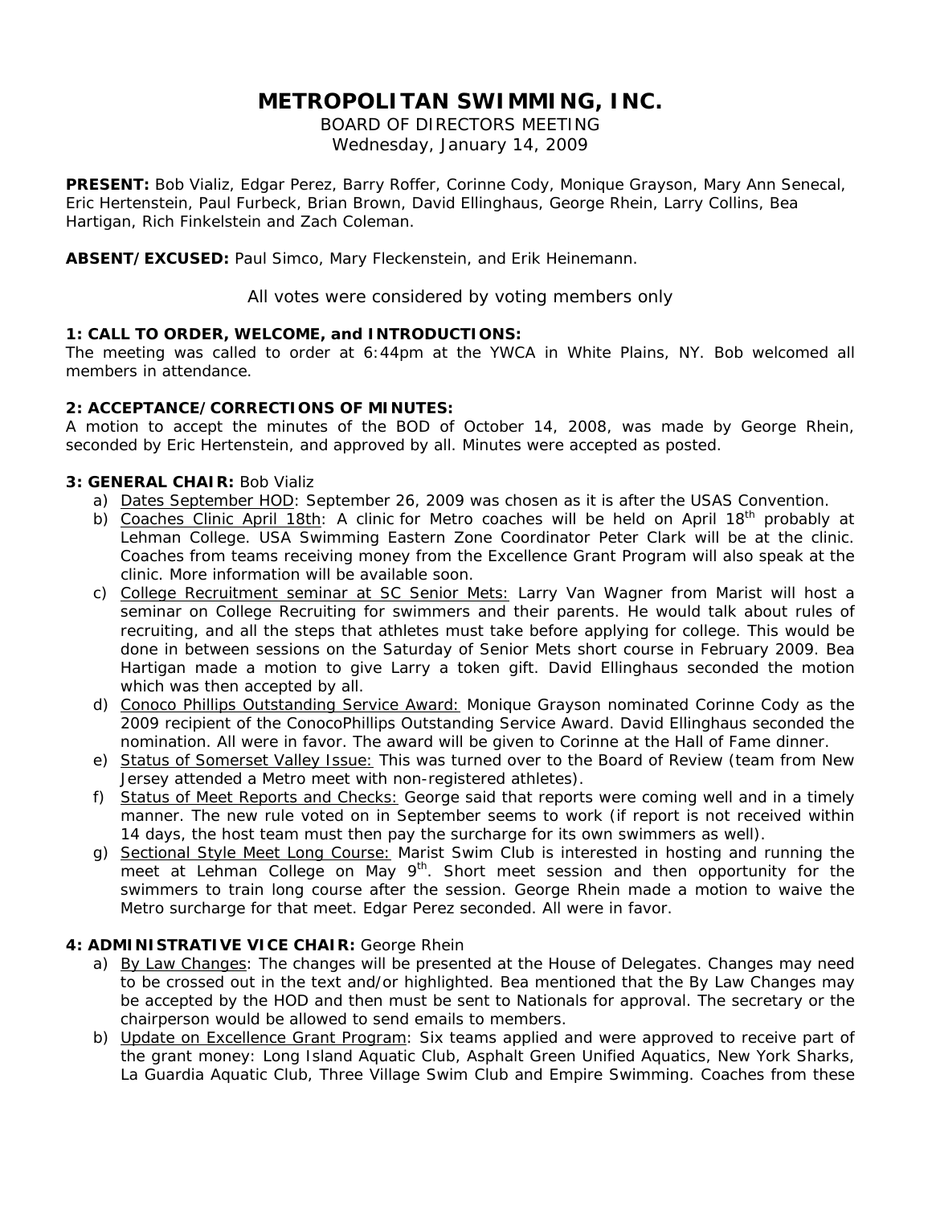# METROPOLITAN SWIMMING, INC.

BOARD OF DIRECTORS MEETING
Wednesday, January 14, 2009

**PRESENT:** Bob Vializ, Edgar Perez, Barry Roffer, Corinne Cody, Monique Grayson, Mary Ann Senecal, Eric Hertenstein, Paul Furbeck, Brian Brown, David Ellinghaus, George Rhein, Larry Collins, Bea Hartigan, Rich Finkelstein and Zach Coleman.

**ABSENT/EXCUSED:** Paul Simco, Mary Fleckenstein, and Erik Heinemann.

All votes were considered by voting members only

**1: CALL TO ORDER, WELCOME, and INTRODUCTIONS:**
The meeting was called to order at 6:44pm at the YWCA in White Plains, NY. Bob welcomed all members in attendance.

**2: ACCEPTANCE/CORRECTIONS OF MINUTES:**
A motion to accept the minutes of the BOD of October 14, 2008, was made by George Rhein, seconded by Eric Hertenstein, and approved by all. Minutes were accepted as posted.

**3: GENERAL CHAIR:** Bob Vializ

a) Dates September HOD: September 26, 2009 was chosen as it is after the USAS Convention.
b) Coaches Clinic April 18th: A clinic for Metro coaches will be held on April 18th probably at Lehman College. USA Swimming Eastern Zone Coordinator Peter Clark will be at the clinic. Coaches from teams receiving money from the Excellence Grant Program will also speak at the clinic. More information will be available soon.
c) College Recruitment seminar at SC Senior Mets: Larry Van Wagner from Marist will host a seminar on College Recruiting for swimmers and their parents. He would talk about rules of recruiting, and all the steps that athletes must take before applying for college. This would be done in between sessions on the Saturday of Senior Mets short course in February 2009. Bea Hartigan made a motion to give Larry a token gift. David Ellinghaus seconded the motion which was then accepted by all.
d) Conoco Phillips Outstanding Service Award: Monique Grayson nominated Corinne Cody as the 2009 recipient of the ConocoPhillips Outstanding Service Award. David Ellinghaus seconded the nomination. All were in favor. The award will be given to Corinne at the Hall of Fame dinner.
e) Status of Somerset Valley Issue: This was turned over to the Board of Review (team from New Jersey attended a Metro meet with non-registered athletes).
f) Status of Meet Reports and Checks: George said that reports were coming well and in a timely manner. The new rule voted on in September seems to work (if report is not received within 14 days, the host team must then pay the surcharge for its own swimmers as well).
g) Sectional Style Meet Long Course: Marist Swim Club is interested in hosting and running the meet at Lehman College on May 9th. Short meet session and then opportunity for the swimmers to train long course after the session. George Rhein made a motion to waive the Metro surcharge for that meet. Edgar Perez seconded. All were in favor.

**4: ADMINISTRATIVE VICE CHAIR:** George Rhein

a) By Law Changes: The changes will be presented at the House of Delegates. Changes may need to be crossed out in the text and/or highlighted. Bea mentioned that the By Law Changes may be accepted by the HOD and then must be sent to Nationals for approval. The secretary or the chairperson would be allowed to send emails to members.
b) Update on Excellence Grant Program: Six teams applied and were approved to receive part of the grant money: Long Island Aquatic Club, Asphalt Green Unified Aquatics, New York Sharks, La Guardia Aquatic Club, Three Village Swim Club and Empire Swimming. Coaches from these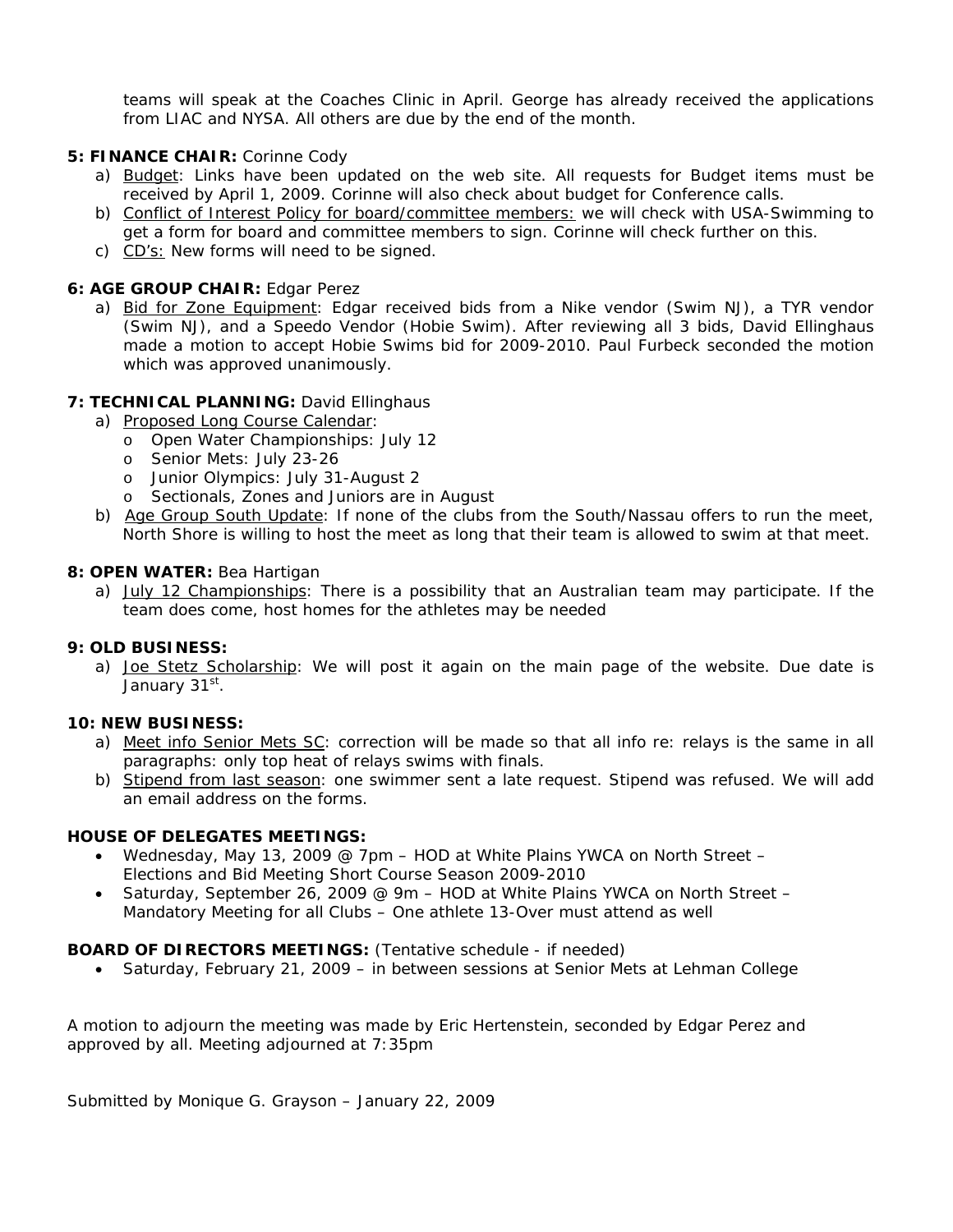teams will speak at the Coaches Clinic in April. George has already received the applications from LIAC and NYSA. All others are due by the end of the month.

**5: FINANCE CHAIR:** Corinne Cody

a) Budget: Links have been updated on the web site. All requests for Budget items must be received by April 1, 2009. Corinne will also check about budget for Conference calls.
b) Conflict of Interest Policy for board/committee members: we will check with USA-Swimming to get a form for board and committee members to sign. Corinne will check further on this.
c) CD's: New forms will need to be signed.

**6: AGE GROUP CHAIR:** Edgar Perez

a) Bid for Zone Equipment: Edgar received bids from a Nike vendor (Swim NJ), a TYR vendor (Swim NJ), and a Speedo Vendor (Hobie Swim). After reviewing all 3 bids, David Ellinghaus made a motion to accept Hobie Swims bid for 2009-2010. Paul Furbeck seconded the motion which was approved unanimously.

**7: TECHNICAL PLANNING:** David Ellinghaus

a) Proposed Long Course Calendar:
   - Open Water Championships: July 12
   - Senior Mets: July 23-26
   - Junior Olympics: July 31-August 2
   - Sectionals, Zones and Juniors are in August
b) Age Group South Update: If none of the clubs from the South/Nassau offers to run the meet, North Shore is willing to host the meet as long that their team is allowed to swim at that meet.

**8: OPEN WATER:** Bea Hartigan

a) July 12 Championships: There is a possibility that an Australian team may participate. If the team does come, host homes for the athletes may be needed

**9: OLD BUSINESS:**

a) Joe Stetz Scholarship: We will post it again on the main page of the website. Due date is January 31st.

**10: NEW BUSINESS:**

a) Meet info Senior Mets SC: correction will be made so that all info re: relays is the same in all paragraphs: only top heat of relays swims with finals.
b) Stipend from last season: one swimmer sent a late request. Stipend was refused. We will add an email address on the forms.

**HOUSE OF DELEGATES MEETINGS:**

- Wednesday, May 13, 2009 @ 7pm – HOD at White Plains YWCA on North Street – Elections and Bid Meeting Short Course Season 2009-2010
- Saturday, September 26, 2009 @ 9m – HOD at White Plains YWCA on North Street – Mandatory Meeting for all Clubs – One athlete 13-Over must attend as well

**BOARD OF DIRECTORS MEETINGS:** (Tentative schedule - if needed)

- Saturday, February 21, 2009 – in between sessions at Senior Mets at Lehman College

A motion to adjourn the meeting was made by Eric Hertenstein, seconded by Edgar Perez and approved by all. Meeting adjourned at 7:35pm

Submitted by Monique G. Grayson – January 22, 2009